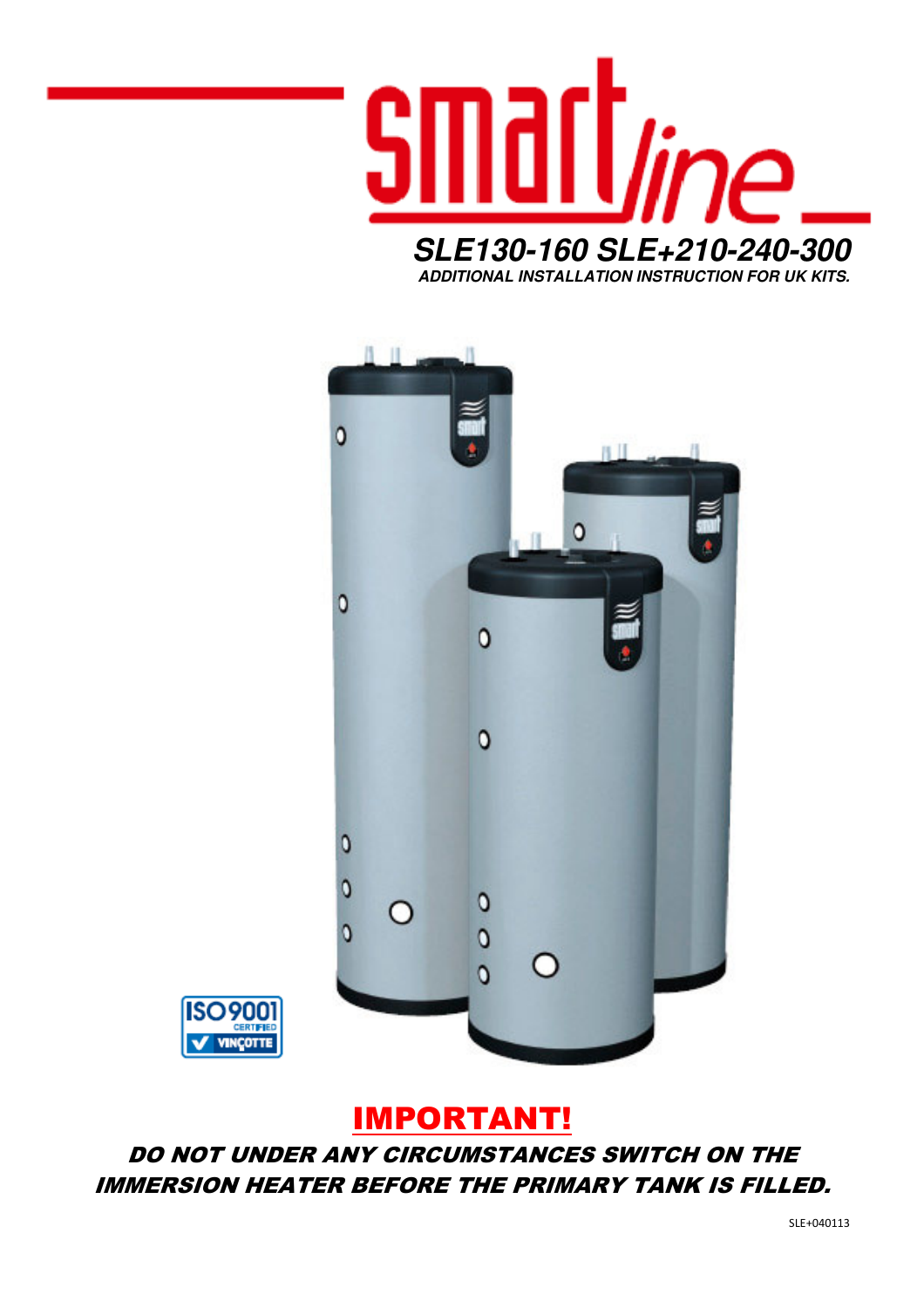# smart line

## SLE130-160 SLE+210-240-300

***ADDITIONAL INSTALLATION INSTRUCTION FOR UK KITS.***

ISO 9001 CERTIFIED VINÇOTTE

## IMPORTANT!

***DO NOT UNDER ANY CIRCUMSTANCES SWITCH ON THE IMMERSION HEATER BEFORE THE PRIMARY TANK IS FILLED.***

SLE+040113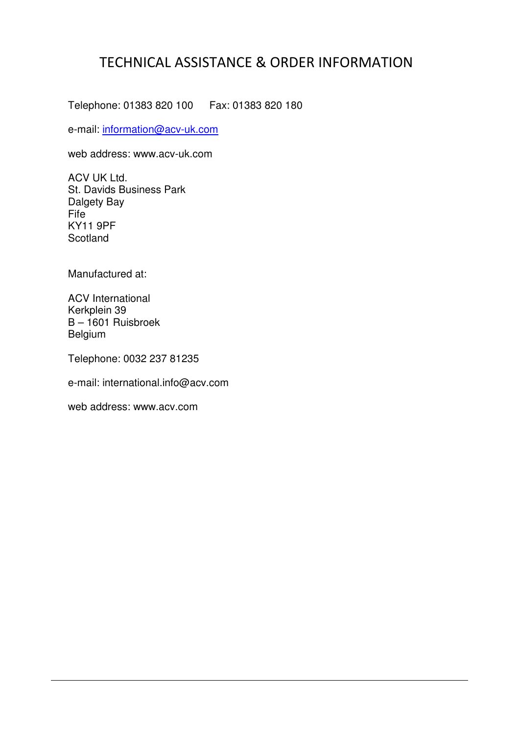# TECHNICAL ASSISTANCE & ORDER INFORMATION

Telephone: 01383 820 100    Fax: 01383 820 180

e-mail: information@acv-uk.com

web address: www.acv-uk.com

ACV UK Ltd.  
St. Davids Business Park  
Dalgety Bay  
Fife  
KY11 9PF  
Scotland

Manufactured at:

ACV International  
Kerkplein 39  
B – 1601 Ruisbroek  
Belgium

Telephone: 0032 237 81235

e-mail: international.info@acv.com

web address: www.acv.com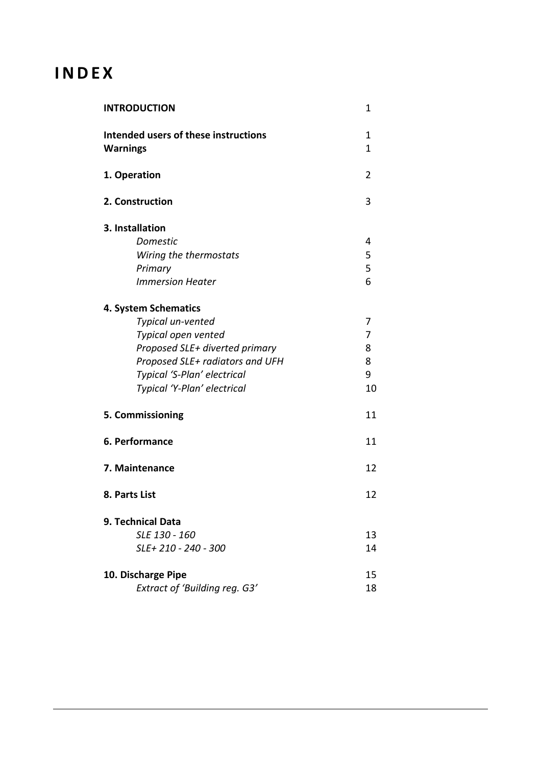# INDEX

| | |
|---|---|
| **INTRODUCTION** | 1 |
| **Intended users of these instructions** | 1 |
| **Warnings** | 1 |
| **1. Operation** | 2 |
| **2. Construction** | 3 |
| **3. Installation** | |
| *Domestic* | 4 |
| *Wiring the thermostats* | 5 |
| *Primary* | 5 |
| *Immersion Heater* | 6 |
| **4. System Schematics** | |
| *Typical un-vented* | 7 |
| *Typical open vented* | 7 |
| *Proposed SLE+ diverted primary* | 8 |
| *Proposed SLE+ radiators and UFH* | 8 |
| *Typical 'S-Plan' electrical* | 9 |
| *Typical 'Y-Plan' electrical* | 10 |
| **5. Commissioning** | 11 |
| **6. Performance** | 11 |
| **7. Maintenance** | 12 |
| **8. Parts List** | 12 |
| **9. Technical Data** | |
| *SLE 130 - 160* | 13 |
| *SLE+ 210 - 240 - 300* | 14 |
| **10. Discharge Pipe** | 15 |
| *Extract of 'Building reg. G3'* | 18 |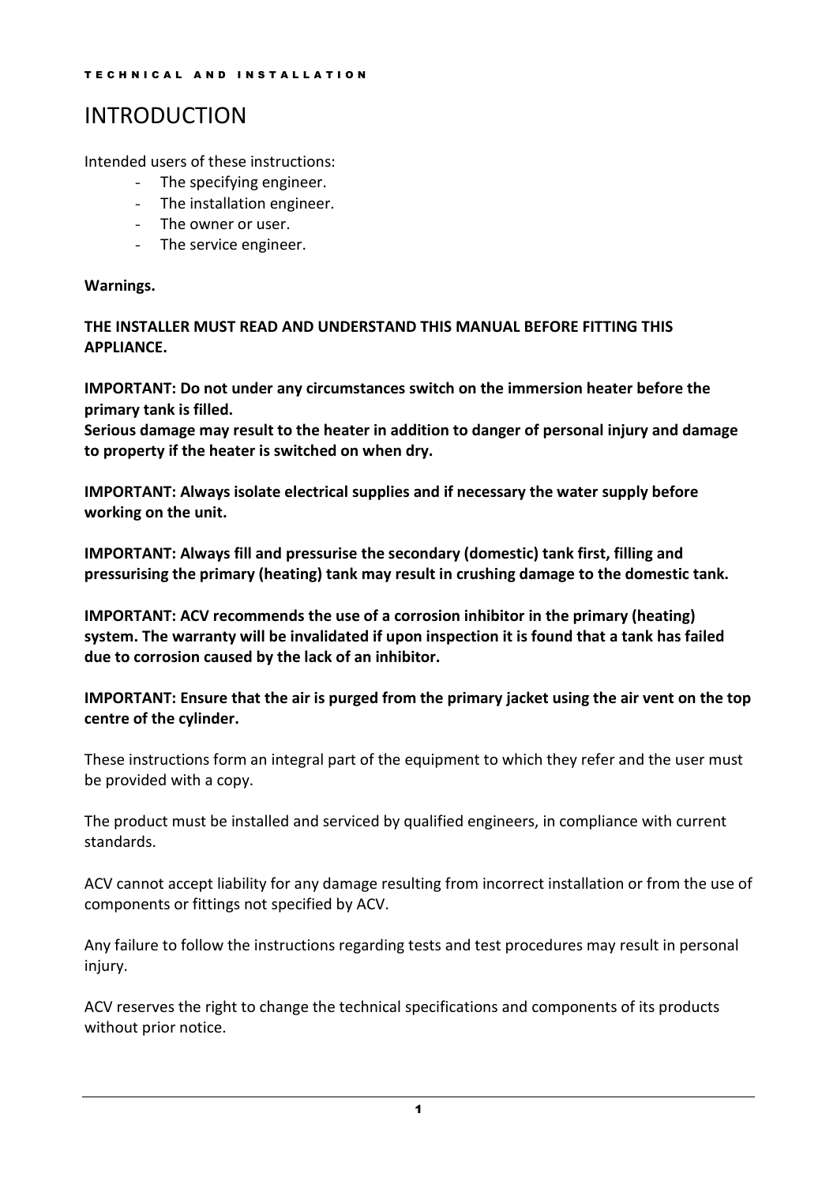# INTRODUCTION

Intended users of these instructions:

- The specifying engineer.
- The installation engineer.
- The owner or user.
- The service engineer.

**Warnings.**

**THE INSTALLER MUST READ AND UNDERSTAND THIS MANUAL BEFORE FITTING THIS APPLIANCE.**

**IMPORTANT: Do not under any circumstances switch on the immersion heater before the primary tank is filled.**
**Serious damage may result to the heater in addition to danger of personal injury and damage to property if the heater is switched on when dry.**

**IMPORTANT: Always isolate electrical supplies and if necessary the water supply before working on the unit.**

**IMPORTANT: Always fill and pressurise the secondary (domestic) tank first, filling and pressurising the primary (heating) tank may result in crushing damage to the domestic tank.**

**IMPORTANT: ACV recommends the use of a corrosion inhibitor in the primary (heating) system. The warranty will be invalidated if upon inspection it is found that a tank has failed due to corrosion caused by the lack of an inhibitor.**

**IMPORTANT: Ensure that the air is purged from the primary jacket using the air vent on the top centre of the cylinder.**

These instructions form an integral part of the equipment to which they refer and the user must be provided with a copy.

The product must be installed and serviced by qualified engineers, in compliance with current standards.

ACV cannot accept liability for any damage resulting from incorrect installation or from the use of components or fittings not specified by ACV.

Any failure to follow the instructions regarding tests and test procedures may result in personal injury.

ACV reserves the right to change the technical specifications and components of its products without prior notice.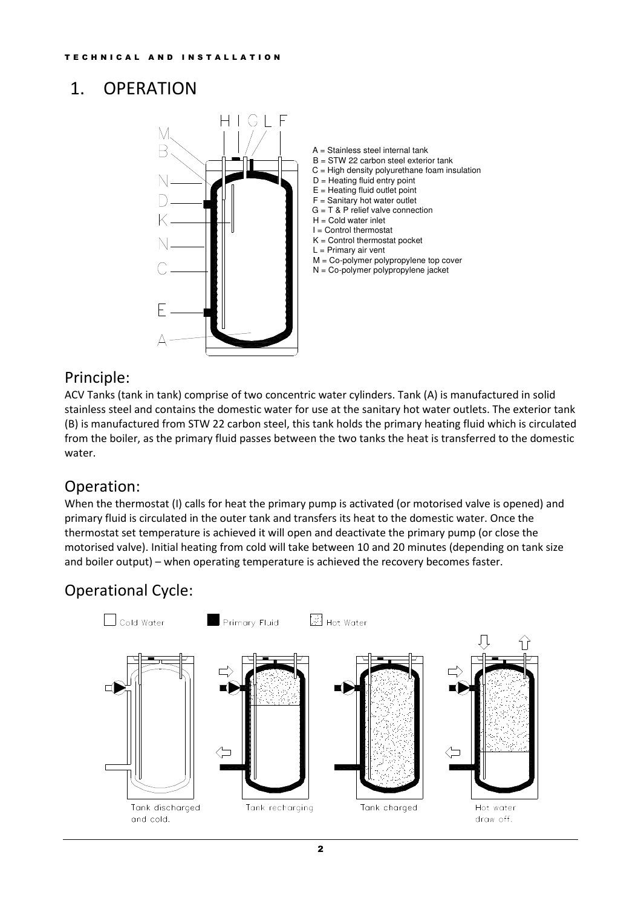# 1. OPERATION

A = Stainless steel internal tank
B = STW 22 carbon steel exterior tank
C = High density polyurethane foam insulation
D = Heating fluid entry point
E = Heating fluid outlet point
F = Sanitary hot water outlet
G = T & P relief valve connection
H = Cold water inlet
I = Control thermostat
K = Control thermostat pocket
L = Primary air vent
M = Co-polymer polypropylene top cover
N = Co-polymer polypropylene jacket

## Principle:

ACV Tanks (tank in tank) comprise of two concentric water cylinders. Tank (A) is manufactured in solid stainless steel and contains the domestic water for use at the sanitary hot water outlets. The exterior tank (B) is manufactured from STW 22 carbon steel, this tank holds the primary heating fluid which is circulated from the boiler, as the primary fluid passes between the two tanks the heat is transferred to the domestic water.

## Operation:

When the thermostat (I) calls for heat the primary pump is activated (or motorised valve is opened) and primary fluid is circulated in the outer tank and transfers its heat to the domestic water. Once the thermostat set temperature is achieved it will open and deactivate the primary pump (or close the motorised valve). Initial heating from cold will take between 10 and 20 minutes (depending on tank size and boiler output) – when operating temperature is achieved the recovery becomes faster.

## Operational Cycle:

Cold Water | Primary Fluid | Hot Water

Tank discharged and cold. | Tank recharging | Tank charged | Hot water draw off.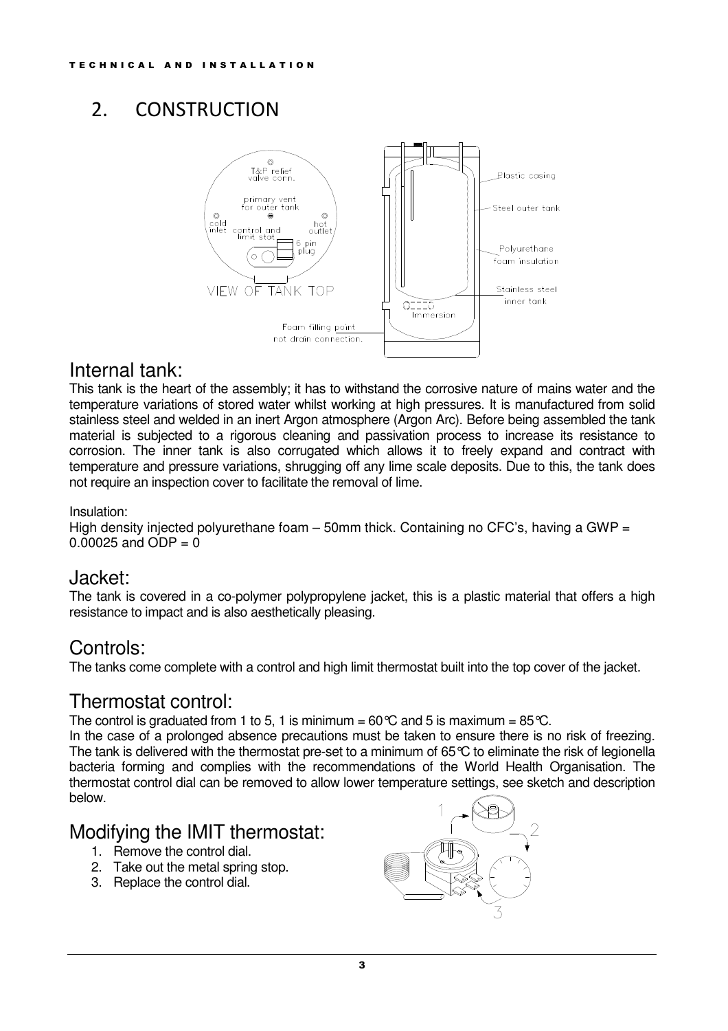## 2. CONSTRUCTION

## Internal tank:

This tank is the heart of the assembly; it has to withstand the corrosive nature of mains water and the temperature variations of stored water whilst working at high pressures. It is manufactured from solid stainless steel and welded in an inert Argon atmosphere (Argon Arc). Before being assembled the tank material is subjected to a rigorous cleaning and passivation process to increase its resistance to corrosion. The inner tank is also corrugated which allows it to freely expand and contract with temperature and pressure variations, shrugging off any lime scale deposits. Due to this, the tank does not require an inspection cover to facilitate the removal of lime.

Insulation:
High density injected polyurethane foam – 50mm thick. Containing no CFC's, having a GWP = 0.00025 and ODP = 0

## Jacket:

The tank is covered in a co-polymer polypropylene jacket, this is a plastic material that offers a high resistance to impact and is also aesthetically pleasing.

## Controls:

The tanks come complete with a control and high limit thermostat built into the top cover of the jacket.

## Thermostat control:

The control is graduated from 1 to 5, 1 is minimum = 60°C and 5 is maximum = 85°C.
In the case of a prolonged absence precautions must be taken to ensure there is no risk of freezing. The tank is delivered with the thermostat pre-set to a minimum of 65°C to eliminate the risk of legionella bacteria forming and complies with the recommendations of the World Health Organisation. The thermostat control dial can be removed to allow lower temperature settings, see sketch and description below.

## Modifying the IMIT thermostat:

1. Remove the control dial.
2. Take out the metal spring stop.
3. Replace the control dial.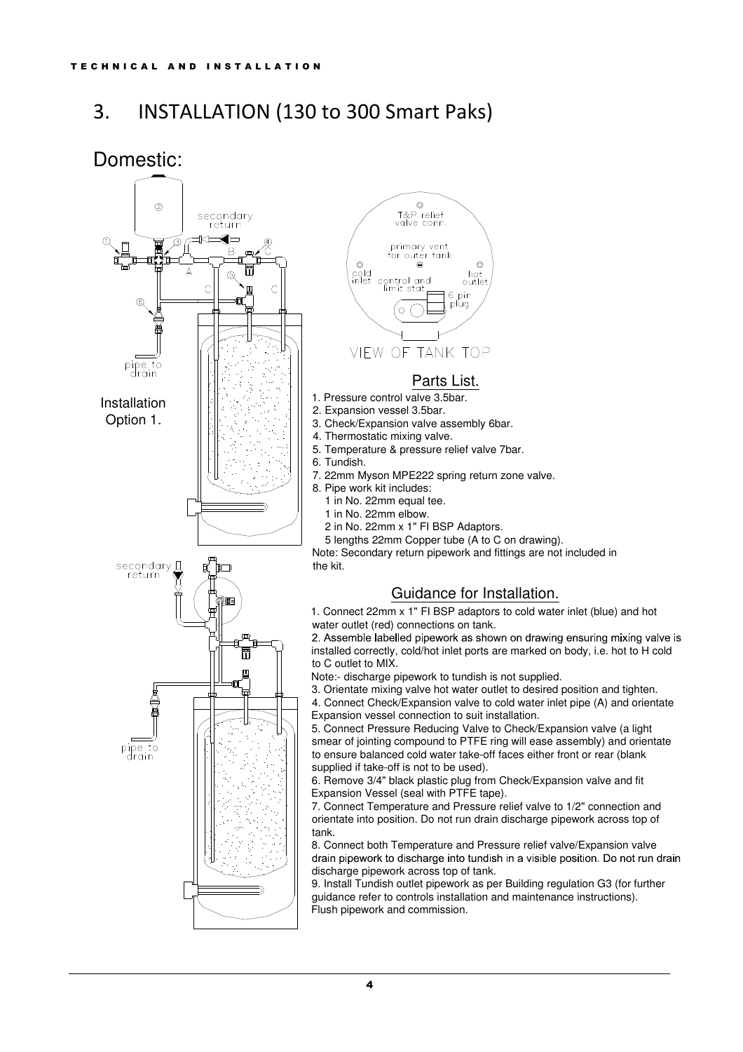# 3. INSTALLATION (130 to 300 Smart Paks)

## Domestic:

Installation Option 1.

### Parts List.

1. Pressure control valve 3.5bar.
2. Expansion vessel 3.5bar.
3. Check/Expansion valve assembly 6bar.
4. Thermostatic mixing valve.
5. Temperature & pressure relief valve 7bar.
6. Tundish.
7. 22mm Myson MPE222 spring return zone valve.
8. Pipe work kit includes:
   - 1 in No. 22mm equal tee.
   - 1 in No. 22mm elbow.
   - 2 in No. 22mm x 1" FI BSP Adaptors.
   - 5 lengths 22mm Copper tube (A to C on drawing).

Note: Secondary return pipework and fittings are not included in the kit.

### Guidance for Installation.

1. Connect 22mm x 1" FI BSP adaptors to cold water inlet (blue) and hot water outlet (red) connections on tank.
2. Assemble labelled pipework as shown on drawing ensuring mixing valve is installed correctly, cold/hot inlet ports are marked on body, i.e. hot to H cold to C outlet to MIX.

Note:- discharge pipework to tundish is not supplied.

3. Orientate mixing valve hot water outlet to desired position and tighten.
4. Connect Check/Expansion valve to cold water inlet pipe (A) and orientate Expansion vessel connection to suit installation.
5. Connect Pressure Reducing Valve to Check/Expansion valve (a light smear of jointing compound to PTFE ring will ease assembly) and orientate to ensure balanced cold water take-off faces either front or rear (blank supplied if take-off is not to be used).
6. Remove 3/4" black plastic plug from Check/Expansion valve and fit Expansion Vessel (seal with PTFE tape).
7. Connect Temperature and Pressure relief valve to 1/2" connection and orientate into position. Do not run drain discharge pipework across top of tank.
8. Connect both Temperature and Pressure relief valve/Expansion valve drain pipework to discharge into tundish in a visible position. Do not run drain discharge pipework across top of tank.
9. Install Tundish outlet pipework as per Building regulation G3 (for further guidance refer to controls installation and maintenance instructions).

Flush pipework and commission.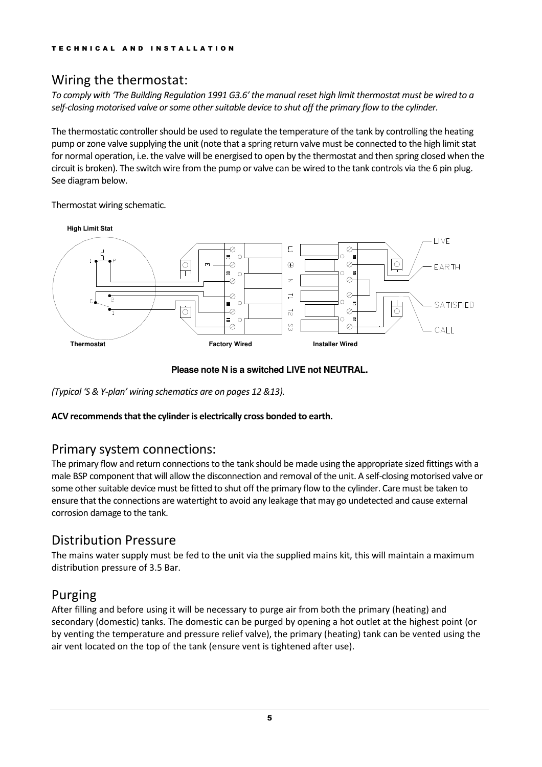## Wiring the thermostat:

*To comply with 'The Building Regulation 1991 G3.6' the manual reset high limit thermostat must be wired to a self-closing motorised valve or some other suitable device to shut off the primary flow to the cylinder.*

The thermostatic controller should be used to regulate the temperature of the tank by controlling the heating pump or zone valve supplying the unit (note that a spring return valve must be connected to the high limit stat for normal operation, i.e. the valve will be energised to open by the thermostat and then spring closed when the circuit is broken). The switch wire from the pump or valve can be wired to the tank controls via the 6 pin plug. See diagram below.

Thermostat wiring schematic.

**Please note N is a switched LIVE not NEUTRAL.**

*(Typical 'S & Y-plan' wiring schematics are on pages 12 &13).*

**ACV recommends that the cylinder is electrically cross bonded to earth.**

## Primary system connections:

The primary flow and return connections to the tank should be made using the appropriate sized fittings with a male BSP component that will allow the disconnection and removal of the unit. A self-closing motorised valve or some other suitable device must be fitted to shut off the primary flow to the cylinder. Care must be taken to ensure that the connections are watertight to avoid any leakage that may go undetected and cause external corrosion damage to the tank.

## Distribution Pressure

The mains water supply must be fed to the unit via the supplied mains kit, this will maintain a maximum distribution pressure of 3.5 Bar.

## Purging

After filling and before using it will be necessary to purge air from both the primary (heating) and secondary (domestic) tanks. The domestic can be purged by opening a hot outlet at the highest point (or by venting the temperature and pressure relief valve), the primary (heating) tank can be vented using the air vent located on the top of the tank (ensure vent is tightened after use).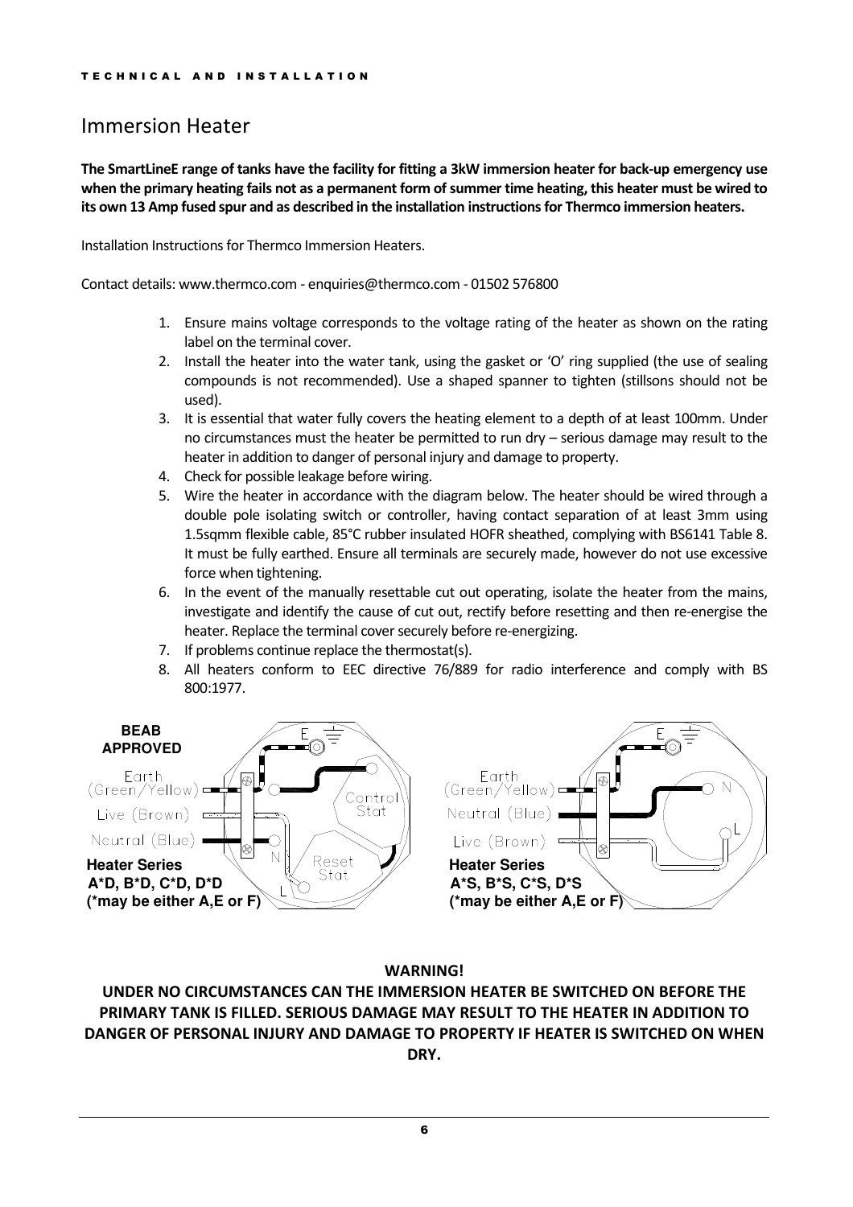# Immersion Heater

**The SmartLineE range of tanks have the facility for fitting a 3kW immersion heater for back-up emergency use when the primary heating fails not as a permanent form of summer time heating, this heater must be wired to its own 13 Amp fused spur and as described in the installation instructions for Thermco immersion heaters.**

Installation Instructions for Thermco Immersion Heaters.

Contact details: www.thermco.com - enquiries@thermco.com - 01502 576800

1. Ensure mains voltage corresponds to the voltage rating of the heater as shown on the rating label on the terminal cover.
2. Install the heater into the water tank, using the gasket or 'O' ring supplied (the use of sealing compounds is not recommended). Use a shaped spanner to tighten (stillsons should not be used).
3. It is essential that water fully covers the heating element to a depth of at least 100mm. Under no circumstances must the heater be permitted to run dry – serious damage may result to the heater in addition to danger of personal injury and damage to property.
4. Check for possible leakage before wiring.
5. Wire the heater in accordance with the diagram below. The heater should be wired through a double pole isolating switch or controller, having contact separation of at least 3mm using 1.5sqmm flexible cable, 85°C rubber insulated HOFR sheathed, complying with BS6141 Table 8. It must be fully earthed. Ensure all terminals are securely made, however do not use excessive force when tightening.
6. In the event of the manually resettable cut out operating, isolate the heater from the mains, investigate and identify the cause of cut out, rectify before resetting and then re-energise the heater. Replace the terminal cover securely before re-energizing.
7. If problems continue replace the thermostat(s).
8. All heaters conform to EEC directive 76/889 for radio interference and comply with BS 800:1977.

**BEAB APPROVED**

Earth (Green/Yellow)
Live (Brown)
Neutral (Blue)

E, N, L, Control Stat, Reset Stat

**Heater Series**
**A*D, B*D, C*D, D*D**
**(*may be either A,E or F)**

Earth (Green/Yellow)
Neutral (Blue)
Live (Brown)

E, N, L

**Heater Series**
**A*S, B*S, C*S, D*S**
**(*may be either A,E or F)**

**WARNING!**

**UNDER NO CIRCUMSTANCES CAN THE IMMERSION HEATER BE SWITCHED ON BEFORE THE PRIMARY TANK IS FILLED. SERIOUS DAMAGE MAY RESULT TO THE HEATER IN ADDITION TO DANGER OF PERSONAL INJURY AND DAMAGE TO PROPERTY IF HEATER IS SWITCHED ON WHEN DRY.**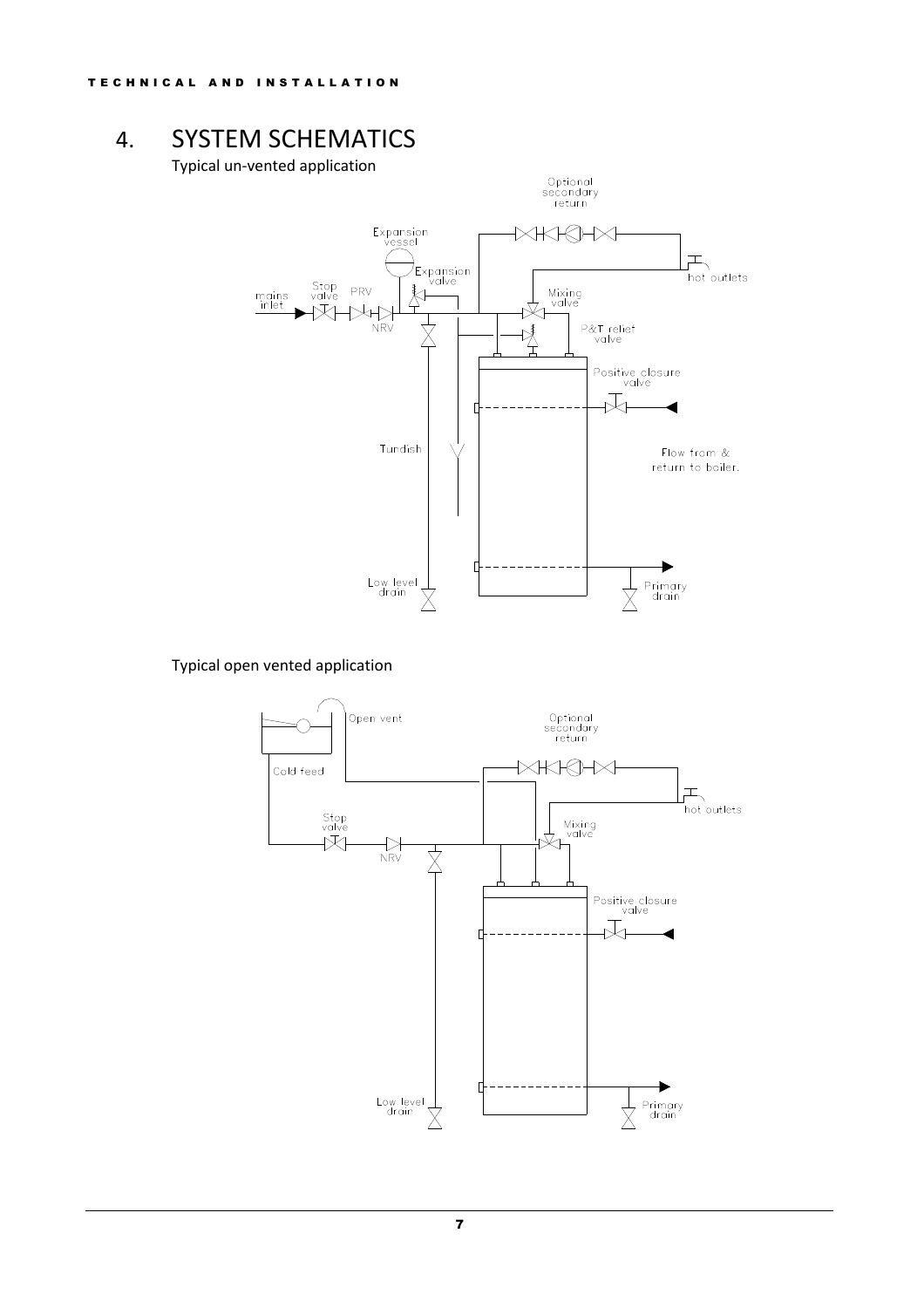# 4. SYSTEM SCHEMATICS

Typical un-vented application

Optional secondary return

Expansion vessel

Expansion valve

hot outlets

mains inlet

Stop valve

PRV

NRV

Mixing valve

P&T relief valve

Positive closure valve

Tundish

Flow from & return to boiler.

Low level drain

Primary drain

Typical open vented application

Open vent

Optional secondary return

Cold feed

hot outlets

Stop valve

NRV

Mixing valve

Positive closure valve

Low level drain

Primary drain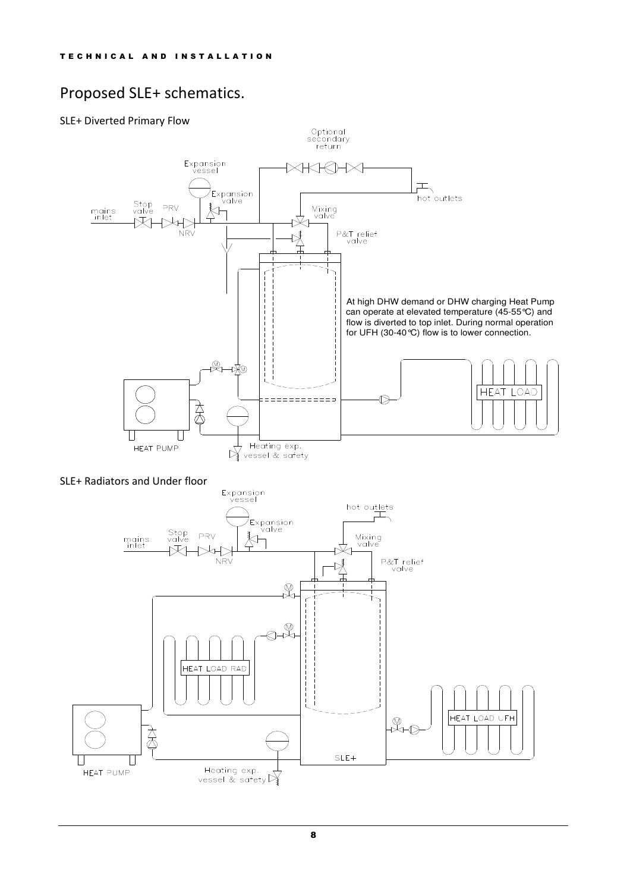# Proposed SLE+ schematics.

### SLE+ Diverted Primary Flow

Optional secondary return

Expansion vessel

Expansion valve

mains inlet

Stop valve

PRV

NRV

hot outlets

Mixing valve

P&T relief valve

At high DHW demand or DHW charging Heat Pump can operate at elevated temperature (45-55°C) and flow is diverted to top inlet. During normal operation for UFH (30-40°C) flow is to lower connection.

HEAT LOAD

HEAT PUMP

Heating exp. vessel & safety

### SLE+ Radiators and Under floor

Expansion vessel

hot outlets

Expansion valve

mains inlet

Stop valve

PRV

NRV

Mixing valve

P&T relief valve

HEAT LOAD RAD

HEAT LOAD UFH

HEAT PUMP

SLE+

Heating exp. vessel & safety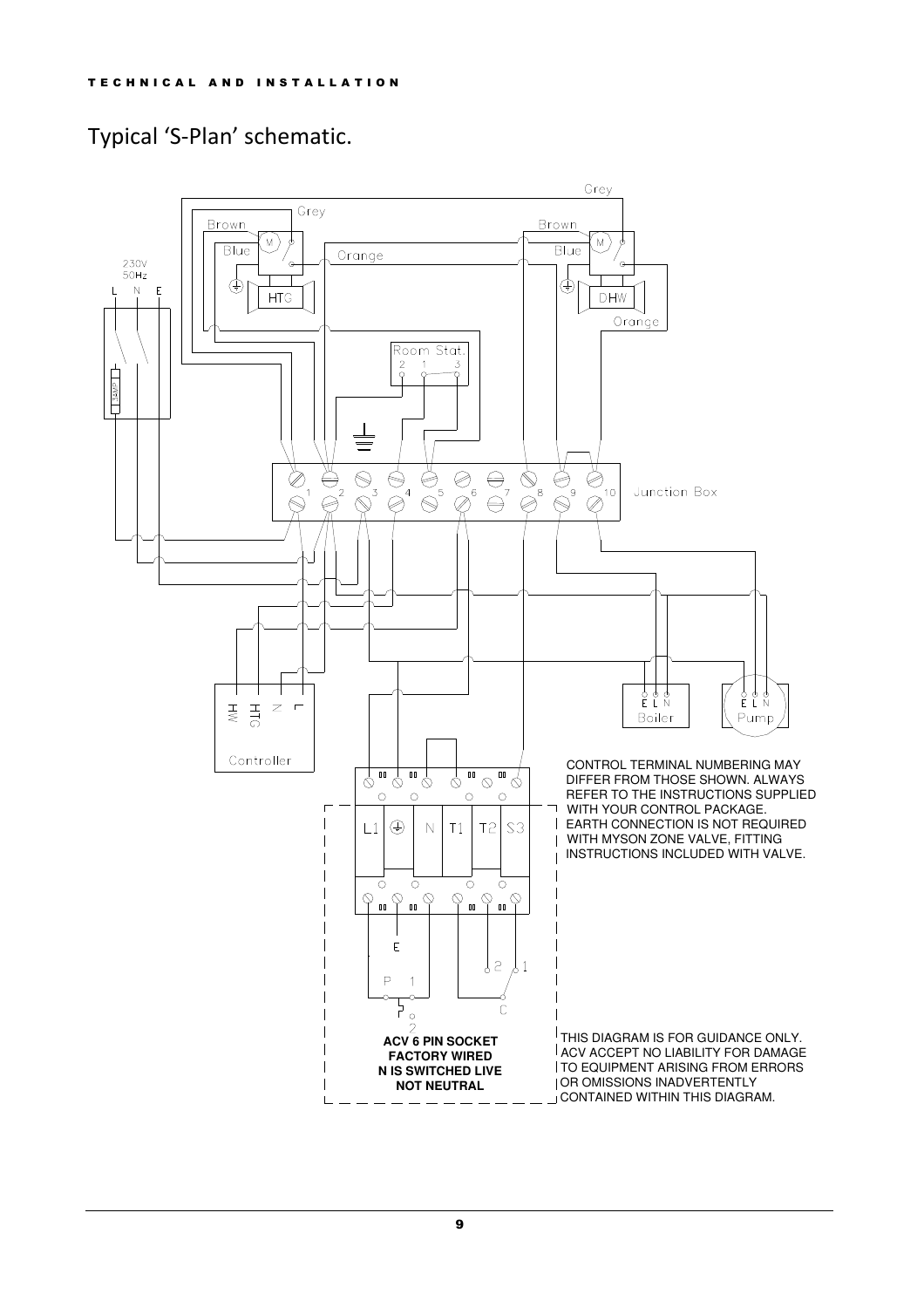## Typical 'S-Plan' schematic.

CONTROL TERMINAL NUMBERING MAY DIFFER FROM THOSE SHOWN. ALWAYS REFER TO THE INSTRUCTIONS SUPPLIED WITH YOUR CONTROL PACKAGE. EARTH CONNECTION IS NOT REQUIRED WITH MYSON ZONE VALVE, FITTING INSTRUCTIONS INCLUDED WITH VALVE.

**ACV 6 PIN SOCKET FACTORY WIRED N IS SWITCHED LIVE NOT NEUTRAL**

THIS DIAGRAM IS FOR GUIDANCE ONLY. ACV ACCEPT NO LIABILITY FOR DAMAGE TO EQUIPMENT ARISING FROM ERRORS OR OMISSIONS INADVERTENTLY CONTAINED WITHIN THIS DIAGRAM.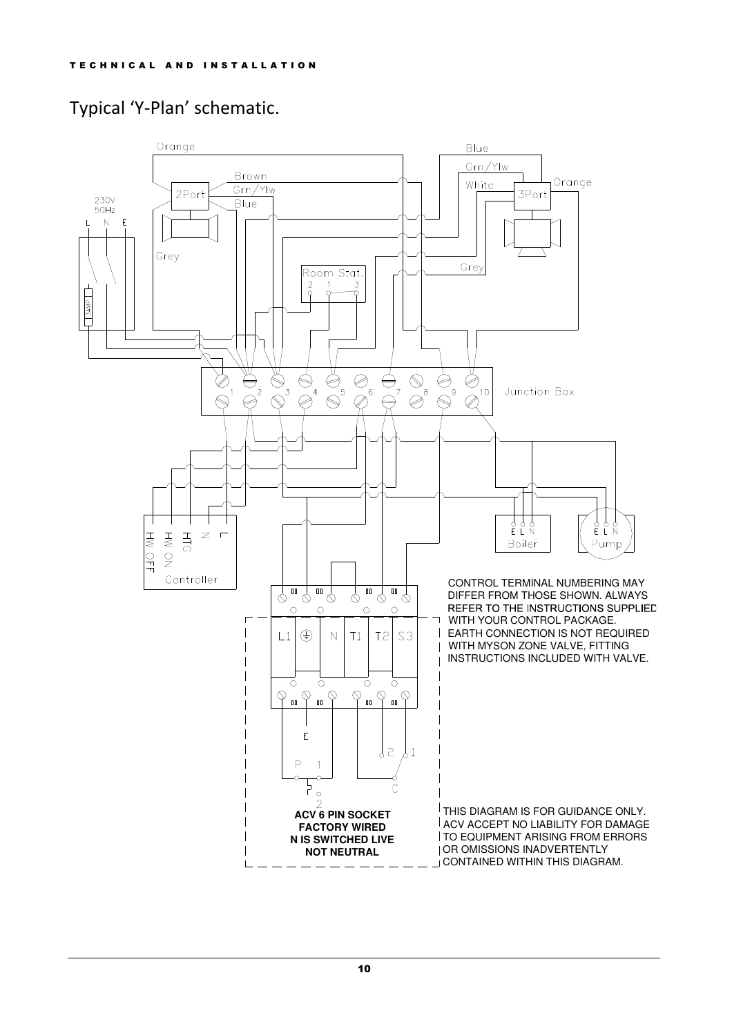## Typical 'Y-Plan' schematic.

CONTROL TERMINAL NUMBERING MAY DIFFER FROM THOSE SHOWN. ALWAYS REFER TO THE INSTRUCTIONS SUPPLIED WITH YOUR CONTROL PACKAGE.
EARTH CONNECTION IS NOT REQUIRED WITH MYSON ZONE VALVE, FITTING INSTRUCTIONS INCLUDED WITH VALVE.

**ACV 6 PIN SOCKET FACTORY WIRED N IS SWITCHED LIVE NOT NEUTRAL**

THIS DIAGRAM IS FOR GUIDANCE ONLY. ACV ACCEPT NO LIABILITY FOR DAMAGE TO EQUIPMENT ARISING FROM ERRORS OR OMISSIONS INADVERTENTLY CONTAINED WITHIN THIS DIAGRAM.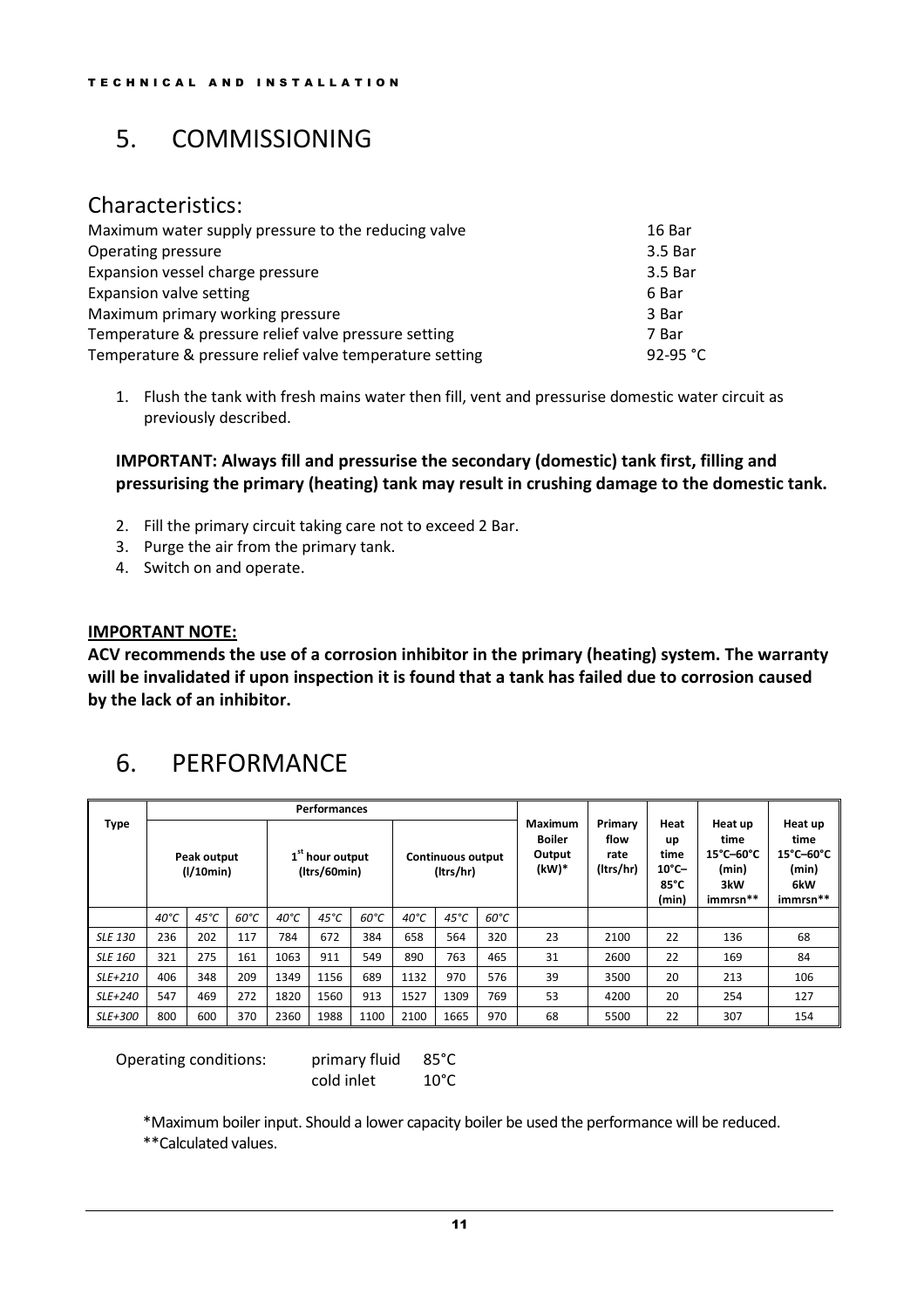# 5. COMMISSIONING

## Characteristics:

| | |
|---|---|
| Maximum water supply pressure to the reducing valve | 16 Bar |
| Operating pressure | 3.5 Bar |
| Expansion vessel charge pressure | 3.5 Bar |
| Expansion valve setting | 6 Bar |
| Maximum primary working pressure | 3 Bar |
| Temperature & pressure relief valve pressure setting | 7 Bar |
| Temperature & pressure relief valve temperature setting | 92-95 °C |

1. Flush the tank with fresh mains water then fill, vent and pressurise domestic water circuit as previously described.

**IMPORTANT: Always fill and pressurise the secondary (domestic) tank first, filling and pressurising the primary (heating) tank may result in crushing damage to the domestic tank.**

2. Fill the primary circuit taking care not to exceed 2 Bar.
3. Purge the air from the primary tank.
4. Switch on and operate.

**IMPORTANT NOTE:**

**ACV recommends the use of a corrosion inhibitor in the primary (heating) system. The warranty will be invalidated if upon inspection it is found that a tank has failed due to corrosion caused by the lack of an inhibitor.**

# 6. PERFORMANCE

| Type | Performances | | | | | | | | | Maximum Boiler Output (kW)* | Primary flow rate (ltrs/hr) | Heat up time 10°C–85°C (min) | Heat up time 15°C–60°C (min) 3kW immrsn** | Heat up time 15°C–60°C (min) 6kW immrsn** |
|---|---|---|---|---|---|---|---|---|---|---|---|---|---|---|
| | Peak output (l/10min) | | | 1st hour output (ltrs/60min) | | | Continuous output (ltrs/hr) | | | | | | | |
| | 40°C | 45°C | 60°C | 40°C | 45°C | 60°C | 40°C | 45°C | 60°C | | | | | |
| *SLE 130* | 236 | 202 | 117 | 784 | 672 | 384 | 658 | 564 | 320 | 23 | 2100 | 22 | 136 | 68 |
| *SLE 160* | 321 | 275 | 161 | 1063 | 911 | 549 | 890 | 763 | 465 | 31 | 2600 | 22 | 169 | 84 |
| *SLE+210* | 406 | 348 | 209 | 1349 | 1156 | 689 | 1132 | 970 | 576 | 39 | 3500 | 20 | 213 | 106 |
| *SLE+240* | 547 | 469 | 272 | 1820 | 1560 | 913 | 1527 | 1309 | 769 | 53 | 4200 | 20 | 254 | 127 |
| *SLE+300* | 800 | 600 | 370 | 2360 | 1988 | 1100 | 2100 | 1665 | 970 | 68 | 5500 | 22 | 307 | 154 |

Operating conditions: primary fluid 85°C
cold inlet 10°C

*Maximum boiler input. Should a lower capacity boiler be used the performance will be reduced.
**Calculated values.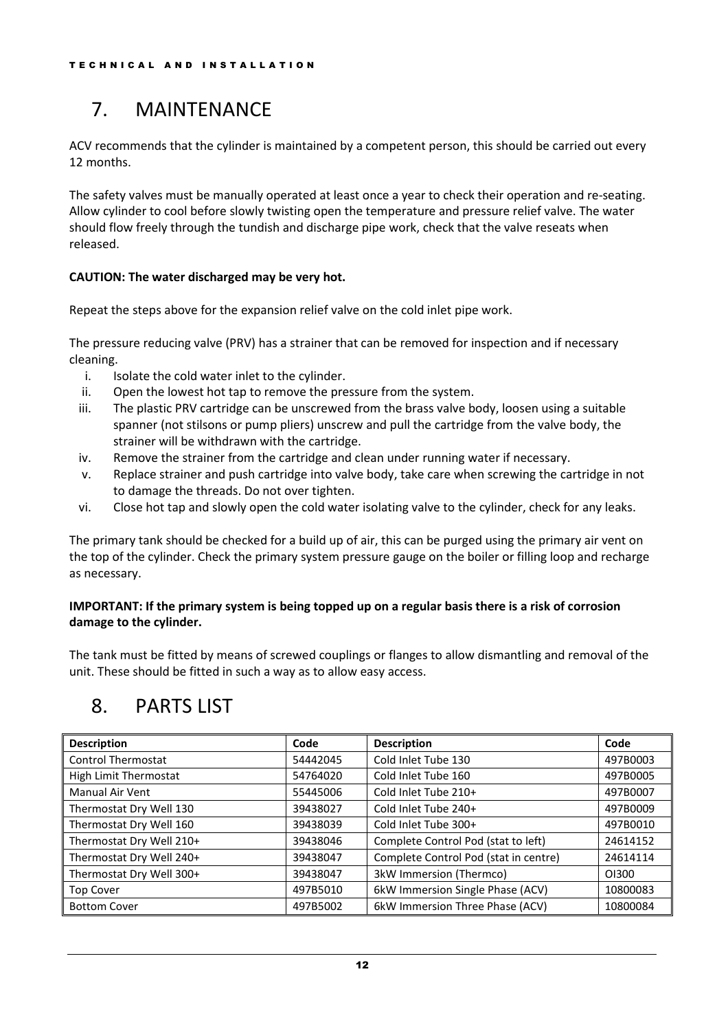# 7. MAINTENANCE

ACV recommends that the cylinder is maintained by a competent person, this should be carried out every 12 months.

The safety valves must be manually operated at least once a year to check their operation and re-seating. Allow cylinder to cool before slowly twisting open the temperature and pressure relief valve. The water should flow freely through the tundish and discharge pipe work, check that the valve reseats when released.

**CAUTION: The water discharged may be very hot.**

Repeat the steps above for the expansion relief valve on the cold inlet pipe work.

The pressure reducing valve (PRV) has a strainer that can be removed for inspection and if necessary cleaning.

i. Isolate the cold water inlet to the cylinder.
ii. Open the lowest hot tap to remove the pressure from the system.
iii. The plastic PRV cartridge can be unscrewed from the brass valve body, loosen using a suitable spanner (not stilsons or pump pliers) unscrew and pull the cartridge from the valve body, the strainer will be withdrawn with the cartridge.
iv. Remove the strainer from the cartridge and clean under running water if necessary.
v. Replace strainer and push cartridge into valve body, take care when screwing the cartridge in not to damage the threads. Do not over tighten.
vi. Close hot tap and slowly open the cold water isolating valve to the cylinder, check for any leaks.

The primary tank should be checked for a build up of air, this can be purged using the primary air vent on the top of the cylinder. Check the primary system pressure gauge on the boiler or filling loop and recharge as necessary.

**IMPORTANT: If the primary system is being topped up on a regular basis there is a risk of corrosion damage to the cylinder.**

The tank must be fitted by means of screwed couplings or flanges to allow dismantling and removal of the unit. These should be fitted in such a way as to allow easy access.

# 8. PARTS LIST

| Description | Code | Description | Code |
|---|---|---|---|
| Control Thermostat | 54442045 | Cold Inlet Tube 130 | 497B0003 |
| High Limit Thermostat | 54764020 | Cold Inlet Tube 160 | 497B0005 |
| Manual Air Vent | 55445006 | Cold Inlet Tube 210+ | 497B0007 |
| Thermostat Dry Well 130 | 39438027 | Cold Inlet Tube 240+ | 497B0009 |
| Thermostat Dry Well 160 | 39438039 | Cold Inlet Tube 300+ | 497B0010 |
| Thermostat Dry Well 210+ | 39438046 | Complete Control Pod (stat to left) | 24614152 |
| Thermostat Dry Well 240+ | 39438047 | Complete Control Pod (stat in centre) | 24614114 |
| Thermostat Dry Well 300+ | 39438047 | 3kW Immersion (Thermco) | OI300 |
| Top Cover | 497B5010 | 6kW Immersion Single Phase (ACV) | 10800083 |
| Bottom Cover | 497B5002 | 6kW Immersion Three Phase (ACV) | 10800084 |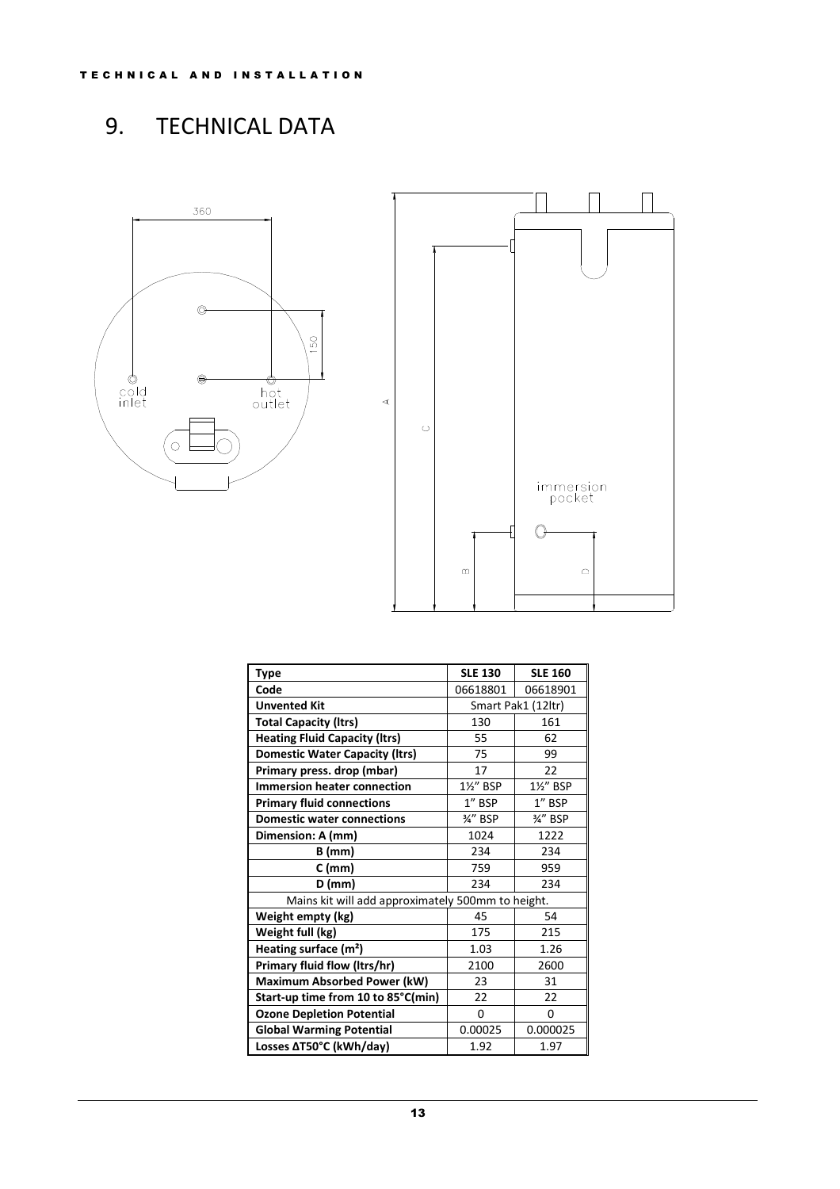# 9. TECHNICAL DATA

| Type | SLE 130 | SLE 160 |
|---|---|---|
| Code | 06618801 | 06618901 |
| Unvented Kit | Smart Pak1 (12ltr) | |
| Total Capacity (ltrs) | 130 | 161 |
| Heating Fluid Capacity (ltrs) | 55 | 62 |
| Domestic Water Capacity (ltrs) | 75 | 99 |
| Primary press. drop (mbar) | 17 | 22 |
| Immersion heater connection | 1½" BSP | 1½" BSP |
| Primary fluid connections | 1" BSP | 1" BSP |
| Domestic water connections | ¾" BSP | ¾" BSP |
| Dimension: A (mm) | 1024 | 1222 |
| B (mm) | 234 | 234 |
| C (mm) | 759 | 959 |
| D (mm) | 234 | 234 |
| Mains kit will add approximately 500mm to height. | | |
| Weight empty (kg) | 45 | 54 |
| Weight full (kg) | 175 | 215 |
| Heating surface ($m^2$) | 1.03 | 1.26 |
| Primary fluid flow (ltrs/hr) | 2100 | 2600 |
| Maximum Absorbed Power (kW) | 23 | 31 |
| Start-up time from 10 to 85°C(min) | 22 | 22 |
| Ozone Depletion Potential | 0 | 0 |
| Global Warming Potential | 0.00025 | 0.000025 |
| Losses ΔT50°C (kWh/day) | 1.92 | 1.97 |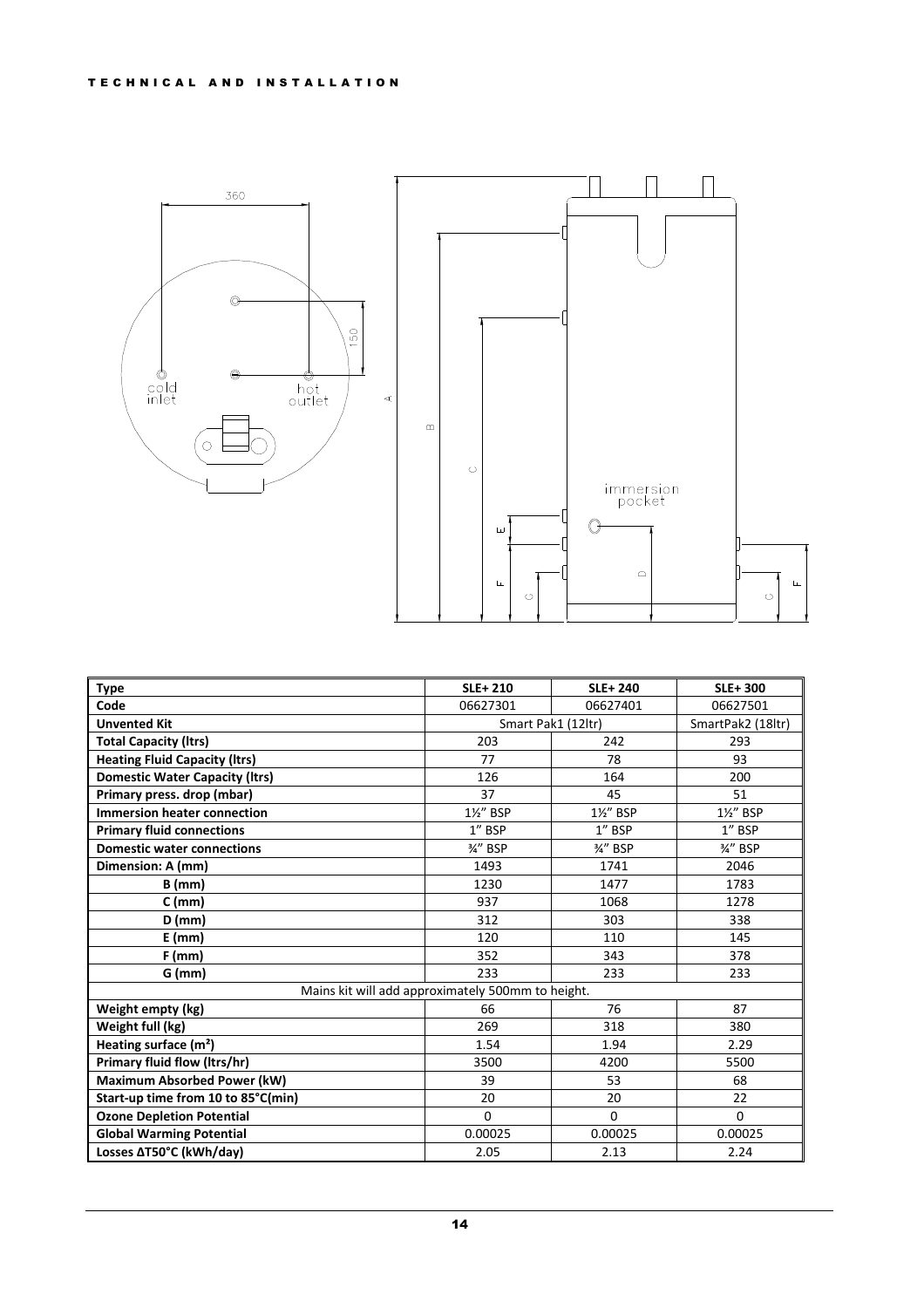TECHNICAL AND INSTALLATION

| Type | SLE+ 210 | SLE+ 240 | SLE+ 300 |
|---|---|---|---|
| Code | 06627301 | 06627401 | 06627501 |
| Unvented Kit | Smart Pak1 (12ltr) | | SmartPak2 (18ltr) |
| Total Capacity (ltrs) | 203 | 242 | 293 |
| Heating Fluid Capacity (ltrs) | 77 | 78 | 93 |
| Domestic Water Capacity (ltrs) | 126 | 164 | 200 |
| Primary press. drop (mbar) | 37 | 45 | 51 |
| Immersion heater connection | 1½" BSP | 1½" BSP | 1½" BSP |
| Primary fluid connections | 1" BSP | 1" BSP | 1" BSP |
| Domestic water connections | ¾" BSP | ¾" BSP | ¾" BSP |
| Dimension: A (mm) | 1493 | 1741 | 2046 |
| B (mm) | 1230 | 1477 | 1783 |
| C (mm) | 937 | 1068 | 1278 |
| D (mm) | 312 | 303 | 338 |
| E (mm) | 120 | 110 | 145 |
| F (mm) | 352 | 343 | 378 |
| G (mm) | 233 | 233 | 233 |
| Mains kit will add approximately 500mm to height. | | | |
| Weight empty (kg) | 66 | 76 | 87 |
| Weight full (kg) | 269 | 318 | 380 |
| Heating surface ($m^2$) | 1.54 | 1.94 | 2.29 |
| Primary fluid flow (ltrs/hr) | 3500 | 4200 | 5500 |
| Maximum Absorbed Power (kW) | 39 | 53 | 68 |
| Start-up time from 10 to 85°C(min) | 20 | 20 | 22 |
| Ozone Depletion Potential | 0 | 0 | 0 |
| Global Warming Potential | 0.00025 | 0.00025 | 0.00025 |
| Losses ΔT50°C (kWh/day) | 2.05 | 2.13 | 2.24 |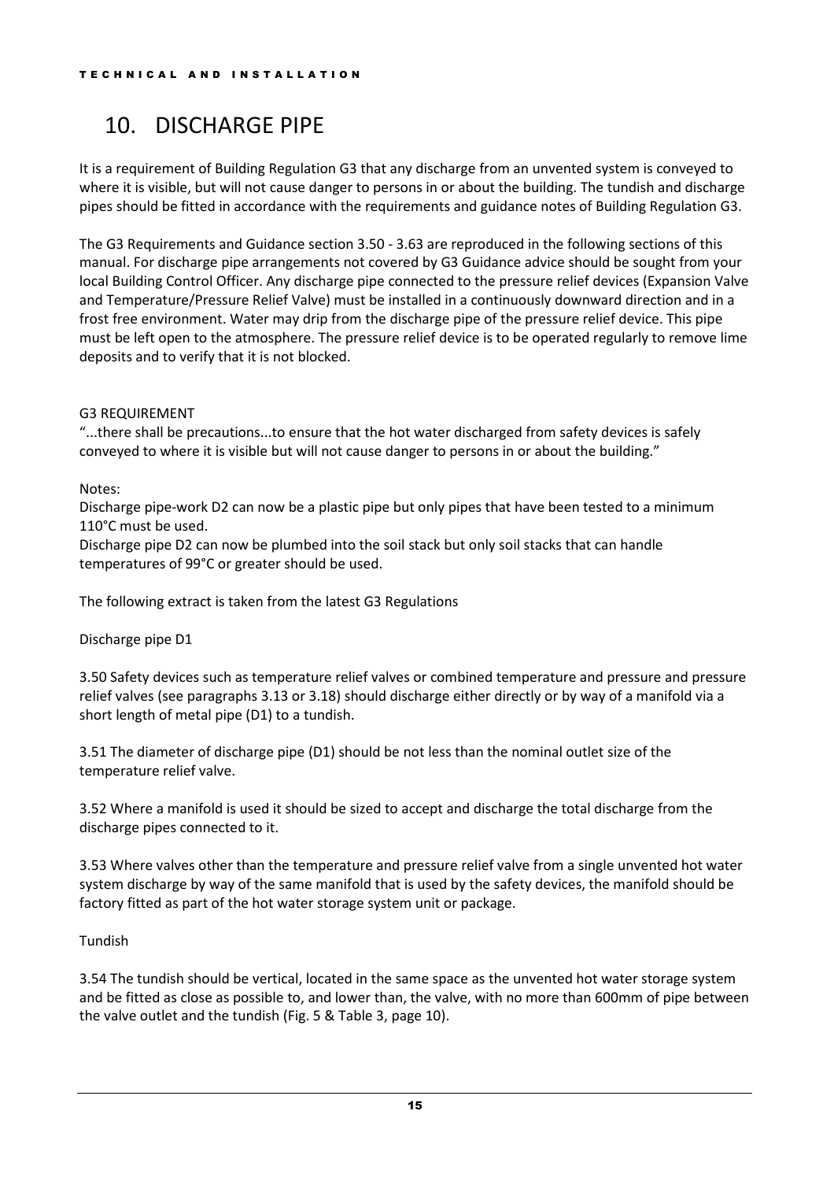# 10. DISCHARGE PIPE

It is a requirement of Building Regulation G3 that any discharge from an unvented system is conveyed to where it is visible, but will not cause danger to persons in or about the building. The tundish and discharge pipes should be fitted in accordance with the requirements and guidance notes of Building Regulation G3.

The G3 Requirements and Guidance section 3.50 - 3.63 are reproduced in the following sections of this manual. For discharge pipe arrangements not covered by G3 Guidance advice should be sought from your local Building Control Officer. Any discharge pipe connected to the pressure relief devices (Expansion Valve and Temperature/Pressure Relief Valve) must be installed in a continuously downward direction and in a frost free environment. Water may drip from the discharge pipe of the pressure relief device. This pipe must be left open to the atmosphere. The pressure relief device is to be operated regularly to remove lime deposits and to verify that it is not blocked.

G3 REQUIREMENT

"...there shall be precautions...to ensure that the hot water discharged from safety devices is safely conveyed to where it is visible but will not cause danger to persons in or about the building."

Notes:

Discharge pipe-work D2 can now be a plastic pipe but only pipes that have been tested to a minimum 110°C must be used.

Discharge pipe D2 can now be plumbed into the soil stack but only soil stacks that can handle temperatures of 99°C or greater should be used.

The following extract is taken from the latest G3 Regulations

Discharge pipe D1

3.50 Safety devices such as temperature relief valves or combined temperature and pressure and pressure relief valves (see paragraphs 3.13 or 3.18) should discharge either directly or by way of a manifold via a short length of metal pipe (D1) to a tundish.

3.51 The diameter of discharge pipe (D1) should be not less than the nominal outlet size of the temperature relief valve.

3.52 Where a manifold is used it should be sized to accept and discharge the total discharge from the discharge pipes connected to it.

3.53 Where valves other than the temperature and pressure relief valve from a single unvented hot water system discharge by way of the same manifold that is used by the safety devices, the manifold should be factory fitted as part of the hot water storage system unit or package.

Tundish

3.54 The tundish should be vertical, located in the same space as the unvented hot water storage system and be fitted as close as possible to, and lower than, the valve, with no more than 600mm of pipe between the valve outlet and the tundish (Fig. 5 & Table 3, page 10).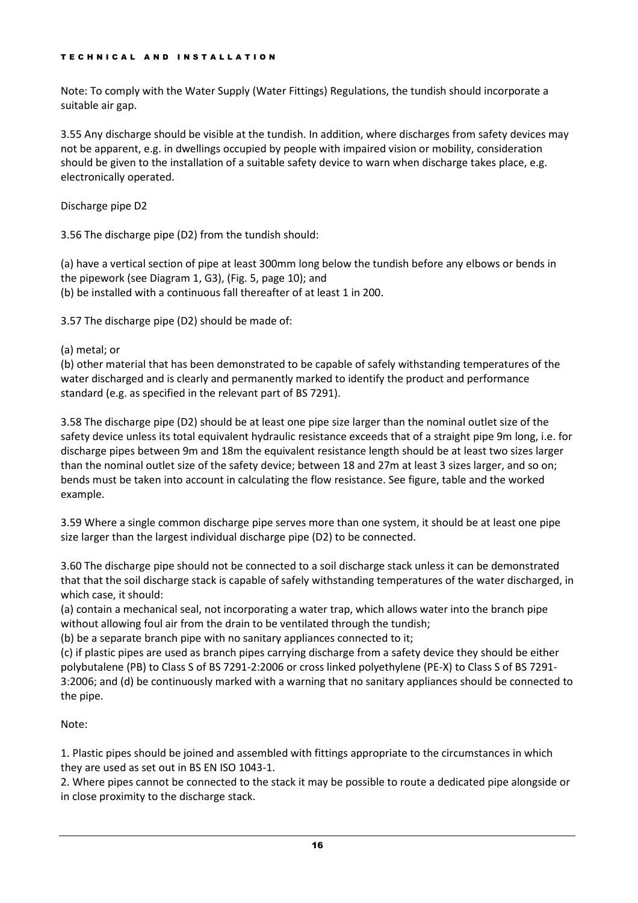Note: To comply with the Water Supply (Water Fittings) Regulations, the tundish should incorporate a suitable air gap.

3.55 Any discharge should be visible at the tundish. In addition, where discharges from safety devices may not be apparent, e.g. in dwellings occupied by people with impaired vision or mobility, consideration should be given to the installation of a suitable safety device to warn when discharge takes place, e.g. electronically operated.

Discharge pipe D2

3.56 The discharge pipe (D2) from the tundish should:

(a) have a vertical section of pipe at least 300mm long below the tundish before any elbows or bends in the pipework (see Diagram 1, G3), (Fig. 5, page 10); and
(b) be installed with a continuous fall thereafter of at least 1 in 200.

3.57 The discharge pipe (D2) should be made of:

(a) metal; or
(b) other material that has been demonstrated to be capable of safely withstanding temperatures of the water discharged and is clearly and permanently marked to identify the product and performance standard (e.g. as specified in the relevant part of BS 7291).

3.58 The discharge pipe (D2) should be at least one pipe size larger than the nominal outlet size of the safety device unless its total equivalent hydraulic resistance exceeds that of a straight pipe 9m long, i.e. for discharge pipes between 9m and 18m the equivalent resistance length should be at least two sizes larger than the nominal outlet size of the safety device; between 18 and 27m at least 3 sizes larger, and so on; bends must be taken into account in calculating the flow resistance. See figure, table and the worked example.

3.59 Where a single common discharge pipe serves more than one system, it should be at least one pipe size larger than the largest individual discharge pipe (D2) to be connected.

3.60 The discharge pipe should not be connected to a soil discharge stack unless it can be demonstrated that that the soil discharge stack is capable of safely withstanding temperatures of the water discharged, in which case, it should:
(a) contain a mechanical seal, not incorporating a water trap, which allows water into the branch pipe without allowing foul air from the drain to be ventilated through the tundish;
(b) be a separate branch pipe with no sanitary appliances connected to it;
(c) if plastic pipes are used as branch pipes carrying discharge from a safety device they should be either polybutalene (PB) to Class S of BS 7291-2:2006 or cross linked polyethylene (PE-X) to Class S of BS 7291-3:2006; and (d) be continuously marked with a warning that no sanitary appliances should be connected to the pipe.

Note:

1. Plastic pipes should be joined and assembled with fittings appropriate to the circumstances in which they are used as set out in BS EN ISO 1043-1.
2. Where pipes cannot be connected to the stack it may be possible to route a dedicated pipe alongside or in close proximity to the discharge stack.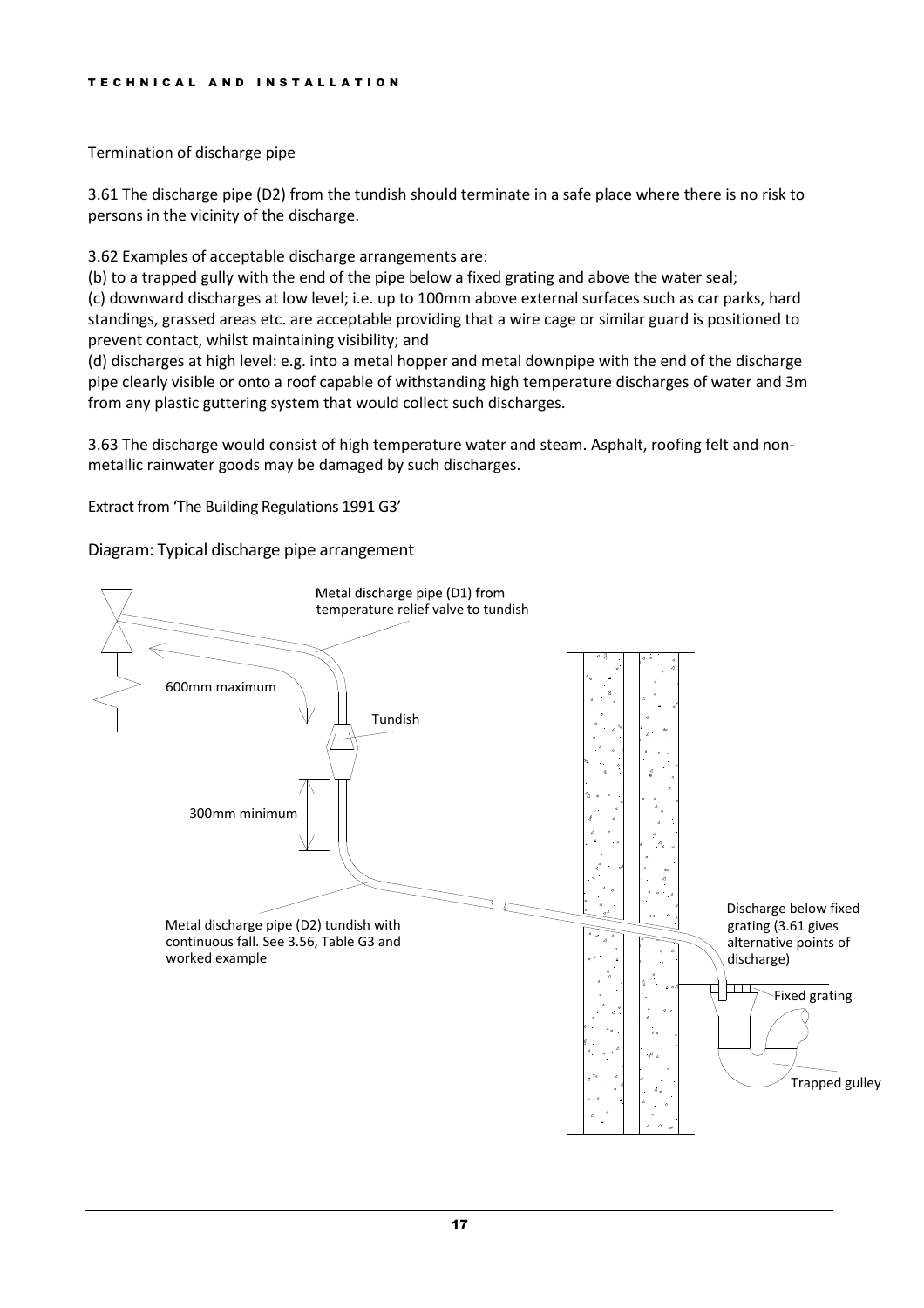Termination of discharge pipe

3.61 The discharge pipe (D2) from the tundish should terminate in a safe place where there is no risk to persons in the vicinity of the discharge.

3.62 Examples of acceptable discharge arrangements are:

(b) to a trapped gully with the end of the pipe below a fixed grating and above the water seal;

(c) downward discharges at low level; i.e. up to 100mm above external surfaces such as car parks, hard standings, grassed areas etc. are acceptable providing that a wire cage or similar guard is positioned to prevent contact, whilst maintaining visibility; and

(d) discharges at high level: e.g. into a metal hopper and metal downpipe with the end of the discharge pipe clearly visible or onto a roof capable of withstanding high temperature discharges of water and 3m from any plastic guttering system that would collect such discharges.

3.63 The discharge would consist of high temperature water and steam. Asphalt, roofing felt and non-metallic rainwater goods may be damaged by such discharges.

Extract from 'The Building Regulations 1991 G3'

Diagram: Typical discharge pipe arrangement

Metal discharge pipe (D1) from temperature relief valve to tundish

600mm maximum

Tundish

300mm minimum

Metal discharge pipe (D2) tundish with continuous fall. See 3.56, Table G3 and worked example

Discharge below fixed grating (3.61 gives alternative points of discharge)

Fixed grating

Trapped gulley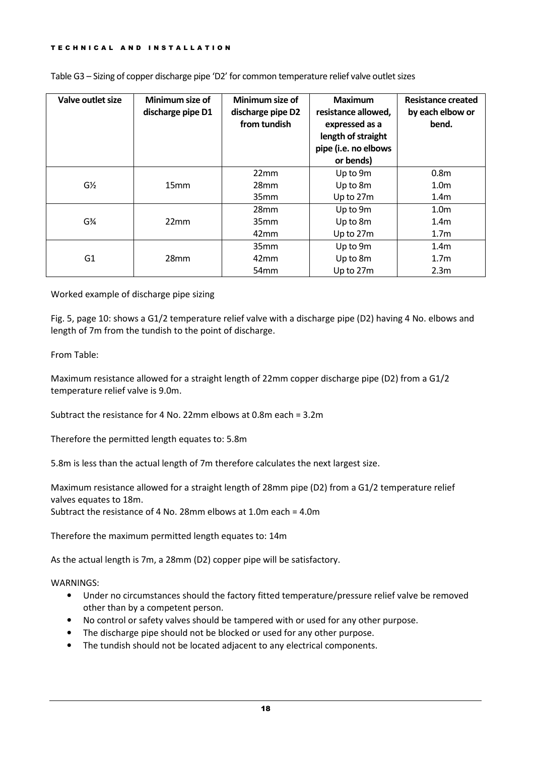Table G3 – Sizing of copper discharge pipe 'D2' for common temperature relief valve outlet sizes

| Valve outlet size | Minimum size of discharge pipe D1 | Minimum size of discharge pipe D2 from tundish | Maximum resistance allowed, expressed as a length of straight pipe (i.e. no elbows or bends) | Resistance created by each elbow or bend. |
|---|---|---|---|---|
| G½ | 15mm | 22mm | Up to 9m | 0.8m |
| | | 28mm | Up to 8m | 1.0m |
| | | 35mm | Up to 27m | 1.4m |
| G¾ | 22mm | 28mm | Up to 9m | 1.0m |
| | | 35mm | Up to 8m | 1.4m |
| | | 42mm | Up to 27m | 1.7m |
| G1 | 28mm | 35mm | Up to 9m | 1.4m |
| | | 42mm | Up to 8m | 1.7m |
| | | 54mm | Up to 27m | 2.3m |

Worked example of discharge pipe sizing

Fig. 5, page 10: shows a G1/2 temperature relief valve with a discharge pipe (D2) having 4 No. elbows and length of 7m from the tundish to the point of discharge.

From Table:

Maximum resistance allowed for a straight length of 22mm copper discharge pipe (D2) from a G1/2 temperature relief valve is 9.0m.

Subtract the resistance for 4 No. 22mm elbows at 0.8m each = 3.2m

Therefore the permitted length equates to: 5.8m

5.8m is less than the actual length of 7m therefore calculates the next largest size.

Maximum resistance allowed for a straight length of 28mm pipe (D2) from a G1/2 temperature relief valves equates to 18m.
Subtract the resistance of 4 No. 28mm elbows at 1.0m each = 4.0m

Therefore the maximum permitted length equates to: 14m

As the actual length is 7m, a 28mm (D2) copper pipe will be satisfactory.

WARNINGS:

- Under no circumstances should the factory fitted temperature/pressure relief valve be removed other than by a competent person.
- No control or safety valves should be tampered with or used for any other purpose.
- The discharge pipe should not be blocked or used for any other purpose.
- The tundish should not be located adjacent to any electrical components.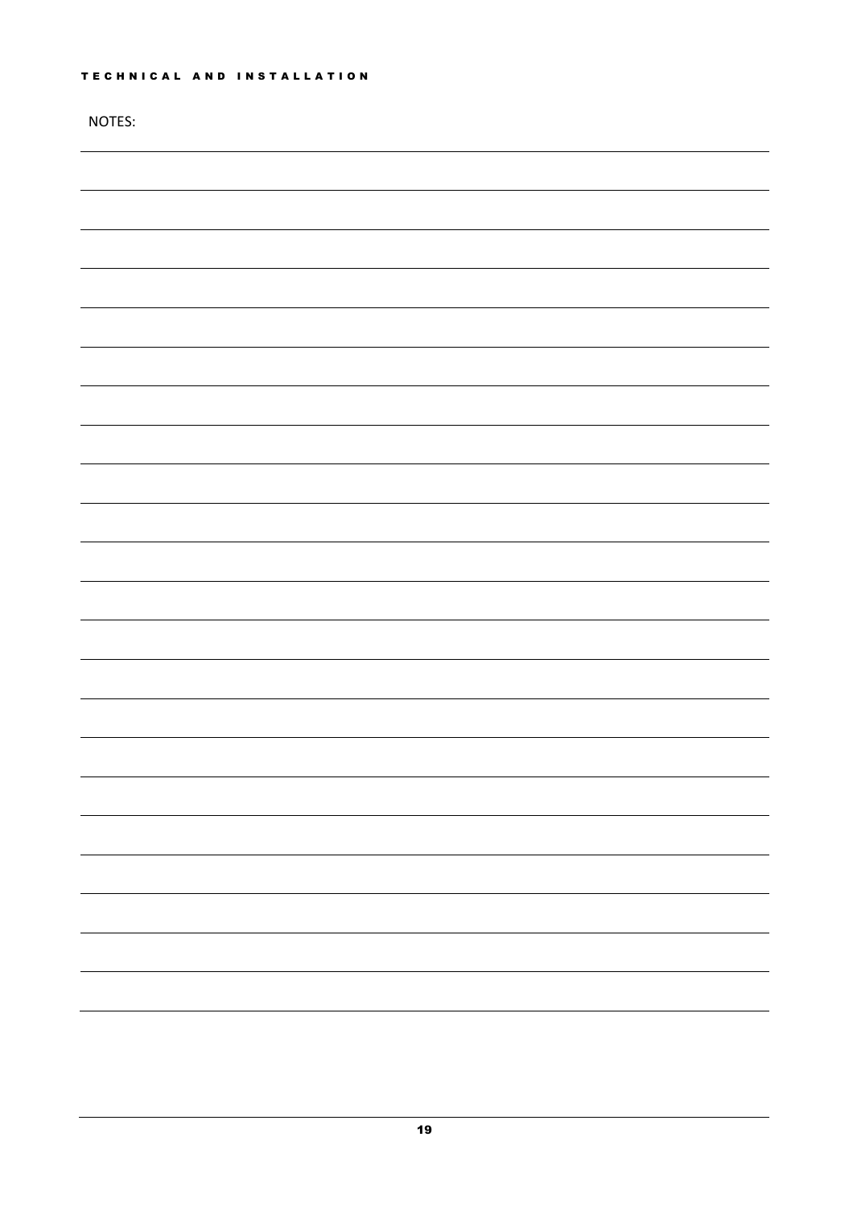NOTES: